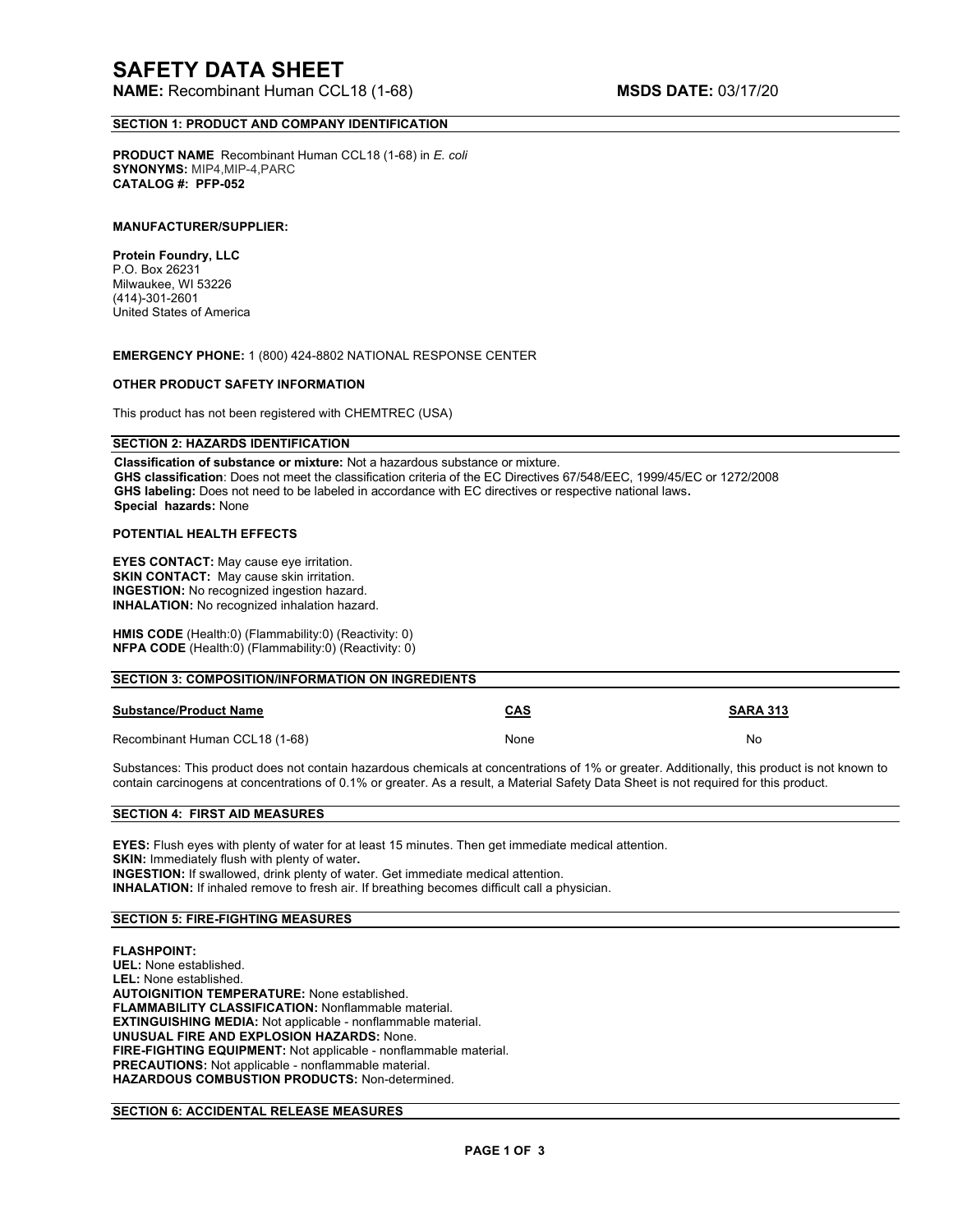# SAFETY DATA SHEET

**NAME:** Recombinant Human CCL18 (1-68) **MSDS DATE:** 03/17/20

## SECTION 1: PRODUCT AND COMPANY IDENTIFICATION

**PRODUCT NAME** Recombinant Human CCL18 (1-68) in *E. coli*
**SYNONYMS:** MIP4,MIP-4,PARC
**CATALOG #: PFP-052**

**MANUFACTURER/SUPPLIER:**

**Protein Foundry, LLC**
P.O. Box 26231
Milwaukee, WI 53226
(414)-301-2601
United States of America

**EMERGENCY PHONE:** 1 (800) 424-8802 NATIONAL RESPONSE CENTER

**OTHER PRODUCT SAFETY INFORMATION**

This product has not been registered with CHEMTREC (USA)

## SECTION 2: HAZARDS IDENTIFICATION

**Classification of substance or mixture:** Not a hazardous substance or mixture.
**GHS classification**: Does not meet the classification criteria of the EC Directives 67/548/EEC, 1999/45/EC or 1272/2008
**GHS labeling:** Does not need to be labeled in accordance with EC directives or respective national laws**.**
**Special hazards:** None

**POTENTIAL HEALTH EFFECTS**

**EYES CONTACT:** May cause eye irritation.
**SKIN CONTACT:** May cause skin irritation.
**INGESTION:** No recognized ingestion hazard.
**INHALATION:** No recognized inhalation hazard.

**HMIS CODE** (Health:0) (Flammability:0) (Reactivity: 0)
**NFPA CODE** (Health:0) (Flammability:0) (Reactivity: 0)

## SECTION 3: COMPOSITION/INFORMATION ON INGREDIENTS

| Substance/Product Name | CAS | SARA 313 |
|---|---|---|
| Recombinant Human CCL18 (1-68) | None | No |

Substances: This product does not contain hazardous chemicals at concentrations of 1% or greater. Additionally, this product is not known to contain carcinogens at concentrations of 0.1% or greater. As a result, a Material Safety Data Sheet is not required for this product.

## SECTION 4: FIRST AID MEASURES

**EYES:** Flush eyes with plenty of water for at least 15 minutes. Then get immediate medical attention.
**SKIN:** Immediately flush with plenty of water**.**
**INGESTION:** If swallowed, drink plenty of water. Get immediate medical attention.
**INHALATION:** If inhaled remove to fresh air. If breathing becomes difficult call a physician.

## SECTION 5: FIRE-FIGHTING MEASURES

**FLASHPOINT:**
**UEL:** None established.
**LEL:** None established.
**AUTOIGNITION TEMPERATURE:** None established.
**FLAMMABILITY CLASSIFICATION:** Nonflammable material.
**EXTINGUISHING MEDIA:** Not applicable - nonflammable material.
**UNUSUAL FIRE AND EXPLOSION HAZARDS:** None.
**FIRE-FIGHTING EQUIPMENT:** Not applicable - nonflammable material.
**PRECAUTIONS:** Not applicable - nonflammable material.
**HAZARDOUS COMBUSTION PRODUCTS:** Non-determined.

## SECTION 6: ACCIDENTAL RELEASE MEASURES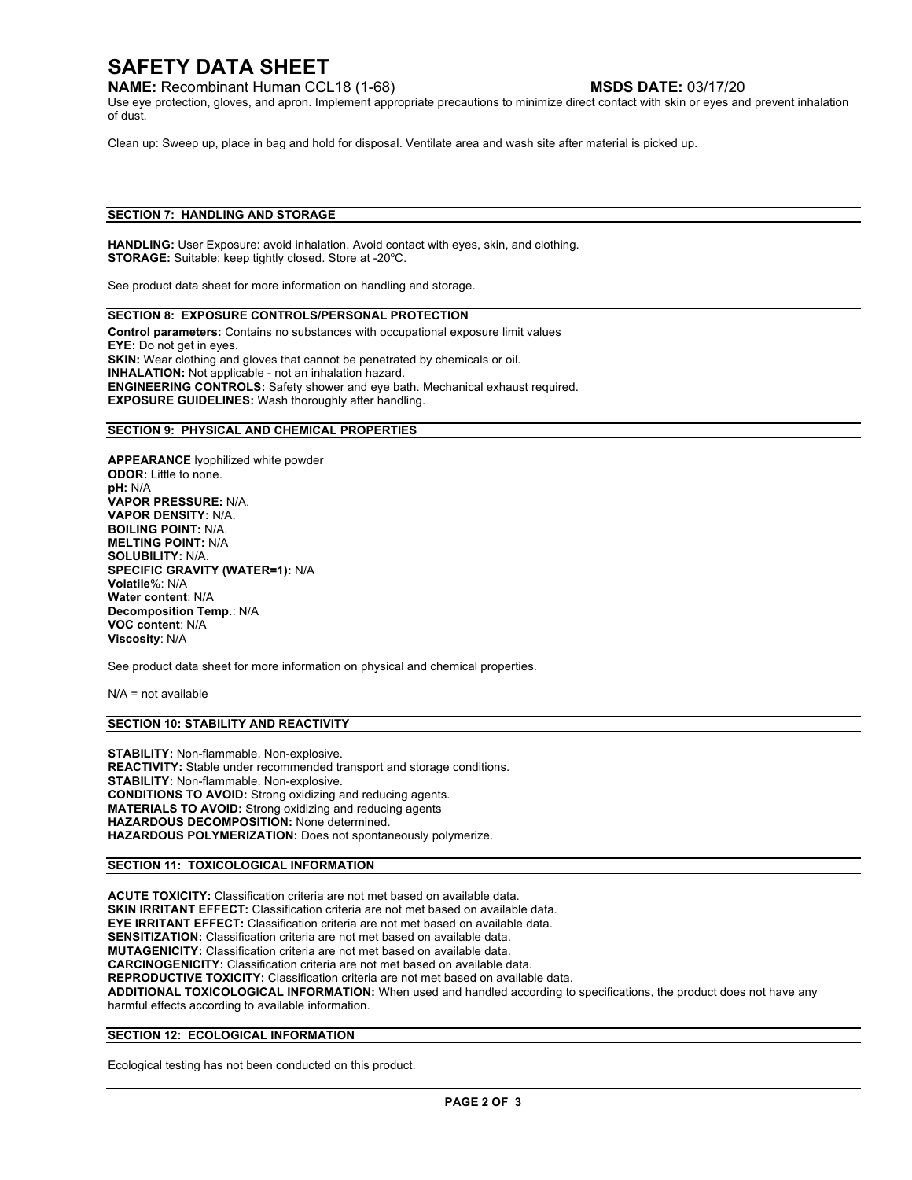Use eye protection, gloves, and apron. Implement appropriate precautions to minimize direct contact with skin or eyes and prevent inhalation of dust.

Clean up: Sweep up, place in bag and hold for disposal. Ventilate area and wash site after material is picked up.

## SECTION 7: HANDLING AND STORAGE

**HANDLING:** User Exposure: avoid inhalation. Avoid contact with eyes, skin, and clothing.
**STORAGE:** Suitable: keep tightly closed. Store at -20ºC.

See product data sheet for more information on handling and storage.

## SECTION 8: EXPOSURE CONTROLS/PERSONAL PROTECTION

**Control parameters:** Contains no substances with occupational exposure limit values
**EYE:** Do not get in eyes.
**SKIN:** Wear clothing and gloves that cannot be penetrated by chemicals or oil.
**INHALATION:** Not applicable - not an inhalation hazard.
**ENGINEERING CONTROLS:** Safety shower and eye bath. Mechanical exhaust required.
**EXPOSURE GUIDELINES:** Wash thoroughly after handling.

## SECTION 9: PHYSICAL AND CHEMICAL PROPERTIES

**APPEARANCE** lyophilized white powder
**ODOR:** Little to none.
**pH:** N/A
**VAPOR PRESSURE:** N/A.
**VAPOR DENSITY:** N/A.
**BOILING POINT:** N/A.
**MELTING POINT:** N/A
**SOLUBILITY:** N/A.
**SPECIFIC GRAVITY (WATER=1):** N/A
**Volatile**%: N/A
**Water content**: N/A
**Decomposition Temp**.: N/A
**VOC content**: N/A
**Viscosity**: N/A

See product data sheet for more information on physical and chemical properties.

N/A = not available

## SECTION 10: STABILITY AND REACTIVITY

**STABILITY:** Non-flammable. Non-explosive.
**REACTIVITY:** Stable under recommended transport and storage conditions.
**STABILITY:** Non-flammable. Non-explosive.
**CONDITIONS TO AVOID:** Strong oxidizing and reducing agents.
**MATERIALS TO AVOID:** Strong oxidizing and reducing agents
**HAZARDOUS DECOMPOSITION:** None determined.
**HAZARDOUS POLYMERIZATION:** Does not spontaneously polymerize.

## SECTION 11: TOXICOLOGICAL INFORMATION

**ACUTE TOXICITY:** Classification criteria are not met based on available data.
**SKIN IRRITANT EFFECT:** Classification criteria are not met based on available data.
**EYE IRRITANT EFFECT:** Classification criteria are not met based on available data.
**SENSITIZATION:** Classification criteria are not met based on available data.
**MUTAGENICITY:** Classification criteria are not met based on available data.
**CARCINOGENICITY:** Classification criteria are not met based on available data.
**REPRODUCTIVE TOXICITY:** Classification criteria are not met based on available data.
**ADDITIONAL TOXICOLOGICAL INFORMATION:** When used and handled according to specifications, the product does not have any harmful effects according to available information.

## SECTION 12: ECOLOGICAL INFORMATION

Ecological testing has not been conducted on this product.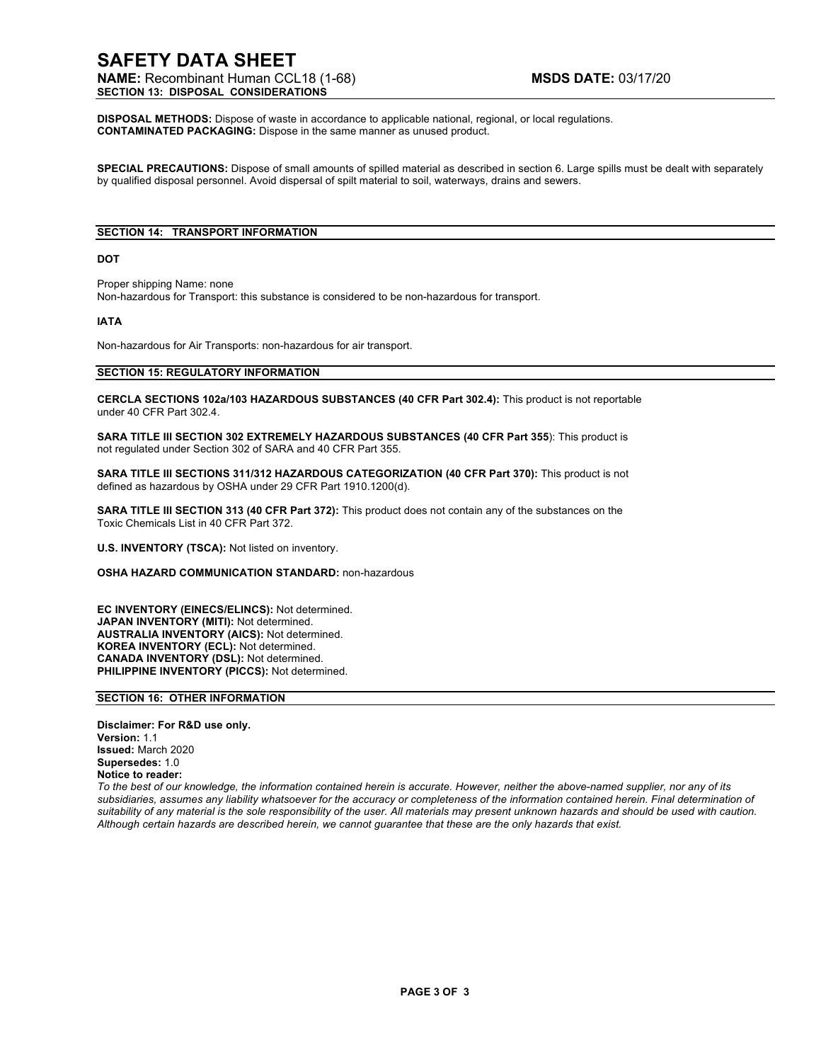## SECTION 13: DISPOSAL CONSIDERATIONS

**DISPOSAL METHODS:** Dispose of waste in accordance to applicable national, regional, or local regulations.
**CONTAMINATED PACKAGING:** Dispose in the same manner as unused product.

**SPECIAL PRECAUTIONS:** Dispose of small amounts of spilled material as described in section 6. Large spills must be dealt with separately by qualified disposal personnel. Avoid dispersal of spilt material to soil, waterways, drains and sewers.

## SECTION 14: TRANSPORT INFORMATION

**DOT**

Proper shipping Name: none
Non-hazardous for Transport: this substance is considered to be non-hazardous for transport.

**IATA**

Non-hazardous for Air Transports: non-hazardous for air transport.

## SECTION 15: REGULATORY INFORMATION

**CERCLA SECTIONS 102a/103 HAZARDOUS SUBSTANCES (40 CFR Part 302.4):** This product is not reportable under 40 CFR Part 302.4.

**SARA TITLE III SECTION 302 EXTREMELY HAZARDOUS SUBSTANCES (40 CFR Part 355**): This product is not regulated under Section 302 of SARA and 40 CFR Part 355.

**SARA TITLE III SECTIONS 311/312 HAZARDOUS CATEGORIZATION (40 CFR Part 370):** This product is not defined as hazardous by OSHA under 29 CFR Part 1910.1200(d).

**SARA TITLE III SECTION 313 (40 CFR Part 372):** This product does not contain any of the substances on the Toxic Chemicals List in 40 CFR Part 372.

**U.S. INVENTORY (TSCA):** Not listed on inventory.

**OSHA HAZARD COMMUNICATION STANDARD:** non-hazardous

**EC INVENTORY (EINECS/ELINCS):** Not determined.
**JAPAN INVENTORY (MITI):** Not determined.
**AUSTRALIA INVENTORY (AICS):** Not determined.
**KOREA INVENTORY (ECL):** Not determined.
**CANADA INVENTORY (DSL):** Not determined.
**PHILIPPINE INVENTORY (PICCS):** Not determined.

## SECTION 16: OTHER INFORMATION

**Disclaimer: For R&D use only.**
**Version:** 1.1
**Issued:** March 2020
**Supersedes:** 1.0
**Notice to reader:**
*To the best of our knowledge, the information contained herein is accurate. However, neither the above-named supplier, nor any of its subsidiaries, assumes any liability whatsoever for the accuracy or completeness of the information contained herein. Final determination of suitability of any material is the sole responsibility of the user. All materials may present unknown hazards and should be used with caution. Although certain hazards are described herein, we cannot guarantee that these are the only hazards that exist.*